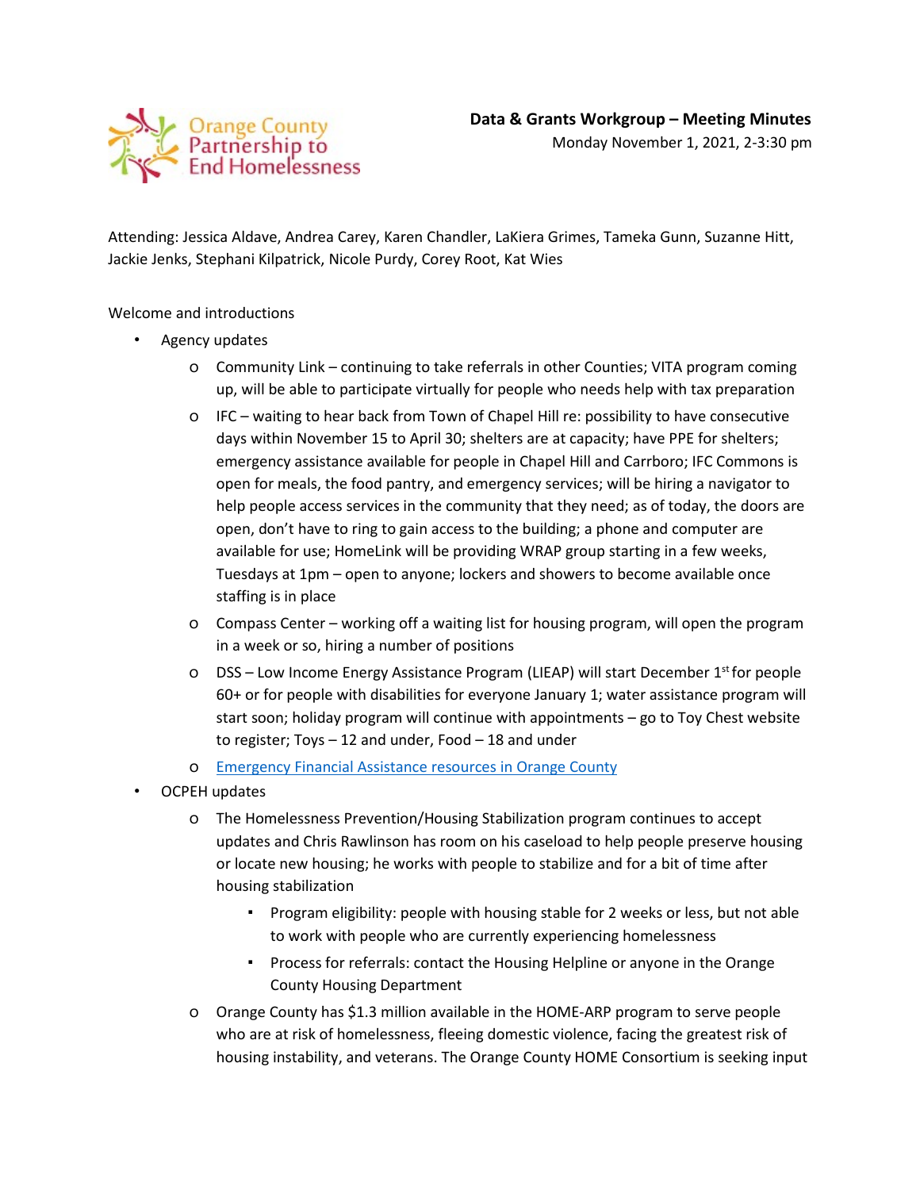Orange County Partnership to End Homelessness

**Data & Grants Workgroup – Meeting Minutes**
Monday November 1, 2021, 2-3:30 pm

Attending: Jessica Aldave, Andrea Carey, Karen Chandler, LaKiera Grimes, Tameka Gunn, Suzanne Hitt, Jackie Jenks, Stephani Kilpatrick, Nicole Purdy, Corey Root, Kat Wies

Welcome and introductions

- Agency updates
  - Community Link – continuing to take referrals in other Counties; VITA program coming up, will be able to participate virtually for people who needs help with tax preparation
  - IFC – waiting to hear back from Town of Chapel Hill re: possibility to have consecutive days within November 15 to April 30; shelters are at capacity; have PPE for shelters; emergency assistance available for people in Chapel Hill and Carrboro; IFC Commons is open for meals, the food pantry, and emergency services; will be hiring a navigator to help people access services in the community that they need; as of today, the doors are open, don't have to ring to gain access to the building; a phone and computer are available for use; HomeLink will be providing WRAP group starting in a few weeks, Tuesdays at 1pm – open to anyone; lockers and showers to become available once staffing is in place
  - Compass Center – working off a waiting list for housing program, will open the program in a week or so, hiring a number of positions
  - DSS – Low Income Energy Assistance Program (LIEAP) will start December 1st for people 60+ or for people with disabilities for everyone January 1; water assistance program will start soon; holiday program will continue with appointments – go to Toy Chest website to register; Toys – 12 and under, Food – 18 and under
  - Emergency Financial Assistance resources in Orange County
- OCPEH updates
  - The Homelessness Prevention/Housing Stabilization program continues to accept updates and Chris Rawlinson has room on his caseload to help people preserve housing or locate new housing; he works with people to stabilize and for a bit of time after housing stabilization
    - Program eligibility: people with housing stable for 2 weeks or less, but not able to work with people who are currently experiencing homelessness
    - Process for referrals: contact the Housing Helpline or anyone in the Orange County Housing Department
  - Orange County has $1.3 million available in the HOME-ARP program to serve people who are at risk of homelessness, fleeing domestic violence, facing the greatest risk of housing instability, and veterans. The Orange County HOME Consortium is seeking input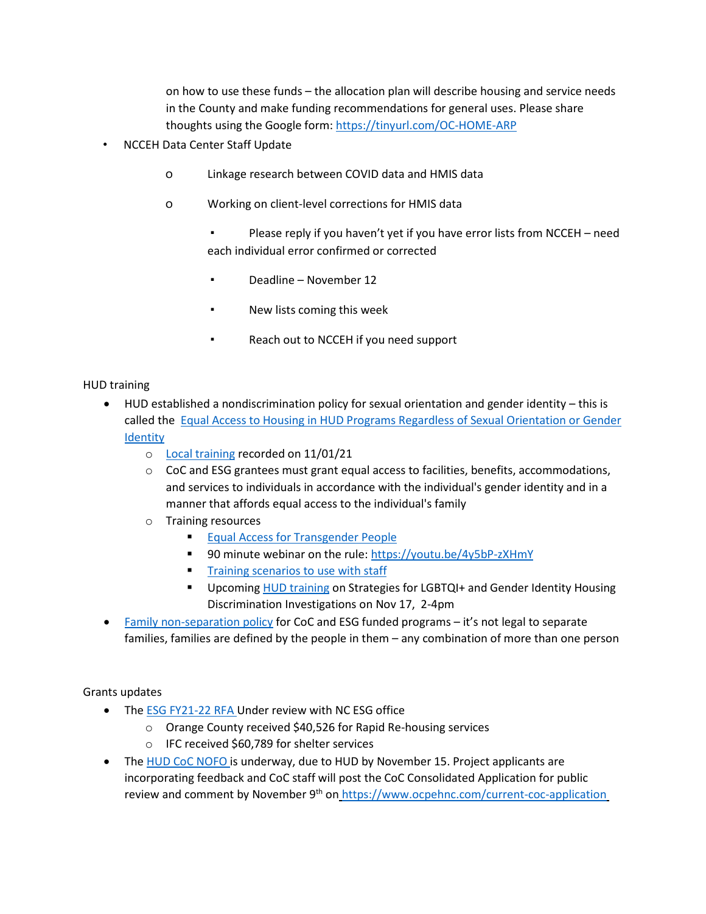on how to use these funds – the allocation plan will describe housing and service needs in the County and make funding recommendations for general uses. Please share thoughts using the Google form: https://tinyurl.com/OC-HOME-ARP

- NCCEH Data Center Staff Update
    - Linkage research between COVID data and HMIS data
    - Working on client-level corrections for HMIS data
        - Please reply if you haven't yet if you have error lists from NCCEH – need each individual error confirmed or corrected
        - Deadline – November 12
        - New lists coming this week
        - Reach out to NCCEH if you need support

HUD training

- HUD established a nondiscrimination policy for sexual orientation and gender identity – this is called the Equal Access to Housing in HUD Programs Regardless of Sexual Orientation or Gender Identity
    - Local training recorded on 11/01/21
    - CoC and ESG grantees must grant equal access to facilities, benefits, accommodations, and services to individuals in accordance with the individual's gender identity and in a manner that affords equal access to the individual's family
    - Training resources
        - Equal Access for Transgender People
        - 90 minute webinar on the rule: https://youtu.be/4y5bP-zXHmY
        - Training scenarios to use with staff
        - Upcoming HUD training on Strategies for LGBTQI+ and Gender Identity Housing Discrimination Investigations on Nov 17, 2-4pm
- Family non-separation policy for CoC and ESG funded programs – it's not legal to separate families, families are defined by the people in them – any combination of more than one person

Grants updates

- The ESG FY21-22 RFA Under review with NC ESG office
    - Orange County received $40,526 for Rapid Re-housing services
    - IFC received $60,789 for shelter services
- The HUD CoC NOFO is underway, due to HUD by November 15. Project applicants are incorporating feedback and CoC staff will post the CoC Consolidated Application for public review and comment by November 9th on https://www.ocpehnc.com/current-coc-application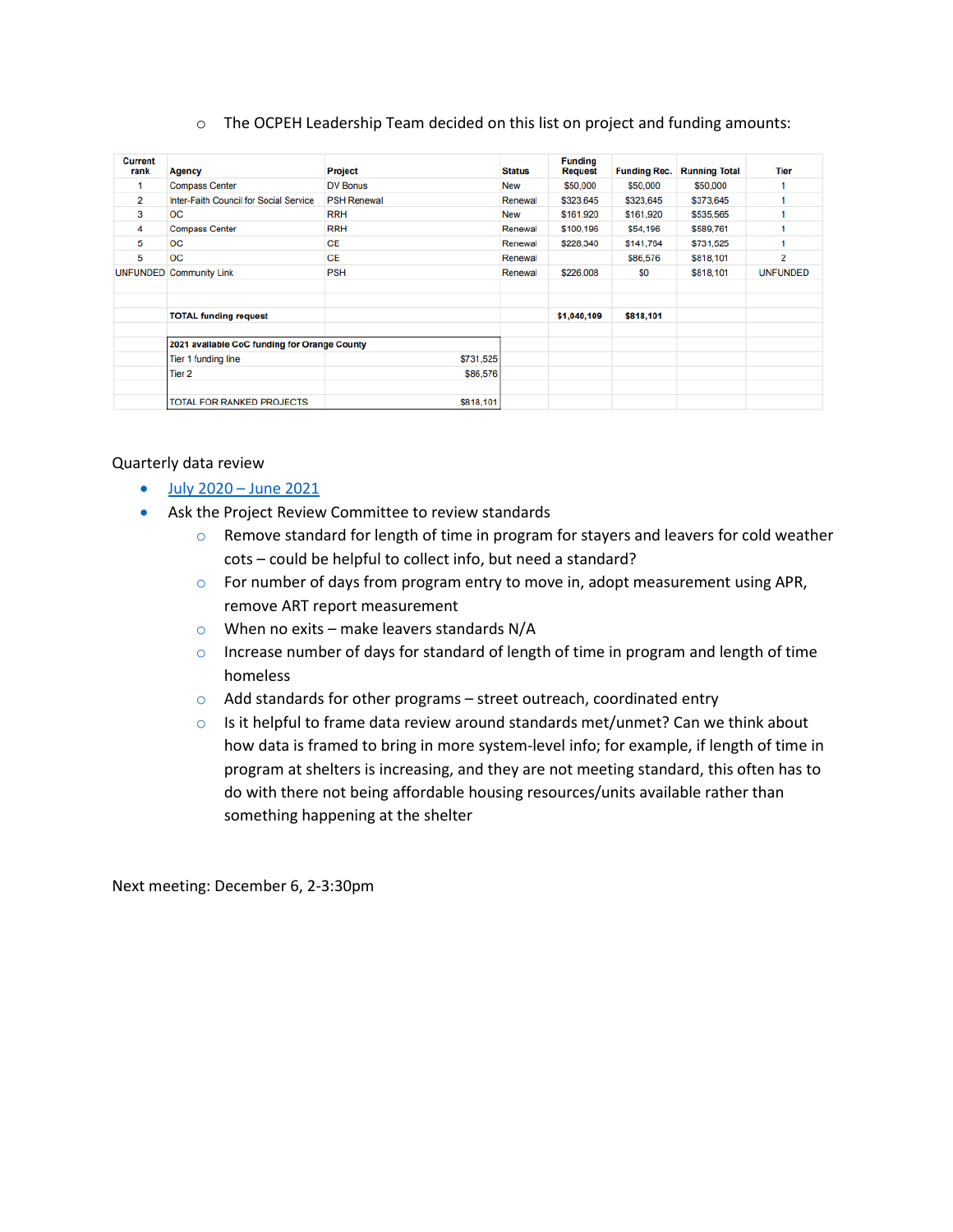- The OCPEH Leadership Team decided on this list on project and funding amounts:

| Current rank | Agency | Project | Status | Funding Request | Funding Rec. | Running Total | Tier |
|---|---|---|---|---|---|---|---|
| 1 | Compass Center | DV Bonus | New | $50,000 | $50,000 | $50,000 | 1 |
| 2 | Inter-Faith Council for Social Service | PSH Renewal | Renewal | $323,645 | $323,645 | $373,645 | 1 |
| 3 | OC | RRH | New | $161,920 | $161,920 | $535,565 | 1 |
| 4 | Compass Center | RRH | Renewal | $100,196 | $54,196 | $589,761 | 1 |
| 5 | OC | CE | Renewal | $228,340 | $141,764 | $731,525 | 1 |
| 5 | OC | CE | Renewal | | $86,576 | $818,101 | 2 |
| UNFUNDED | Community Link | PSH | Renewal | $226,008 | $0 | $818,101 | UNFUNDED |
| | | | | | | | |
| | **TOTAL funding request** | | | **$1,040,109** | **$818,101** | | |
| | | | | | | | |
| | **2021 available CoC funding for Orange County** | | | | | | |
| | Tier 1 funding line | $731,525 | | | | | |
| | Tier 2 | $86,576 | | | | | |
| | | | | | | | |
| | TOTAL FOR RANKED PROJECTS | $818,101 | | | | | |

Quarterly data review

- July 2020 – June 2021
- Ask the Project Review Committee to review standards
  - Remove standard for length of time in program for stayers and leavers for cold weather cots – could be helpful to collect info, but need a standard?
  - For number of days from program entry to move in, adopt measurement using APR, remove ART report measurement
  - When no exits – make leavers standards N/A
  - Increase number of days for standard of length of time in program and length of time homeless
  - Add standards for other programs – street outreach, coordinated entry
  - Is it helpful to frame data review around standards met/unmet? Can we think about how data is framed to bring in more system-level info; for example, if length of time in program at shelters is increasing, and they are not meeting standard, this often has to do with there not being affordable housing resources/units available rather than something happening at the shelter

Next meeting: December 6, 2-3:30pm